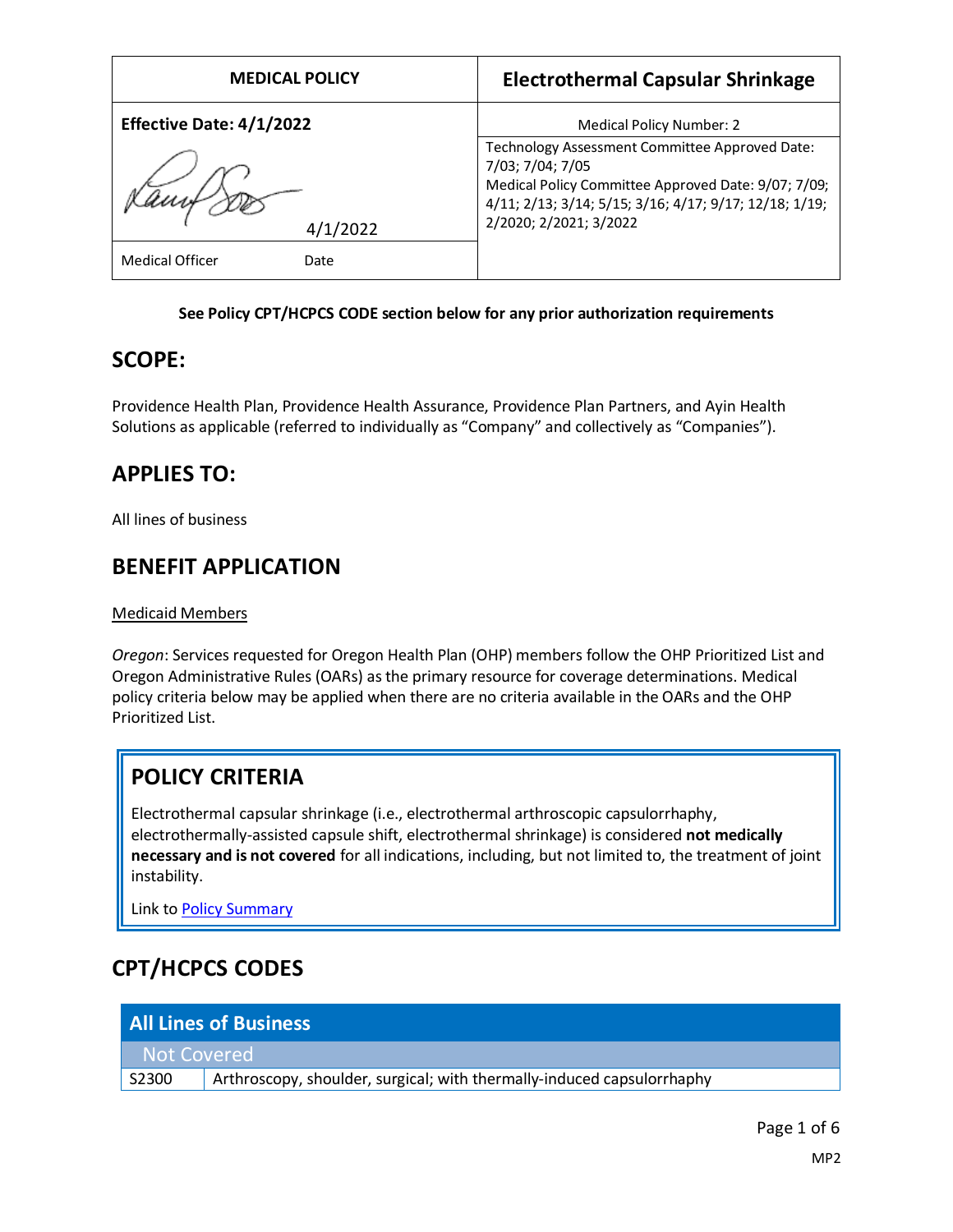| MEDICAL POLICY | Electrothermal Capsular Shrinkage |
| --- | --- |
| **Effective Date: 4/1/2022** | Medical Policy Number: 2 |
| 4/1/2022 | Technology Assessment Committee Approved Date: 7/03; 7/04; 7/05<br>Medical Policy Committee Approved Date: 9/07; 7/09; 4/11; 2/13; 3/14; 5/15; 3/16; 4/17; 9/17; 12/18; 1/19; 2/2020; 2/2021; 3/2022 |
| Medical Officer Date | |

**See Policy CPT/HCPCS CODE section below for any prior authorization requirements**

## SCOPE:

Providence Health Plan, Providence Health Assurance, Providence Plan Partners, and Ayin Health Solutions as applicable (referred to individually as "Company" and collectively as "Companies").

## APPLIES TO:

All lines of business

## BENEFIT APPLICATION

Medicaid Members

*Oregon*: Services requested for Oregon Health Plan (OHP) members follow the OHP Prioritized List and Oregon Administrative Rules (OARs) as the primary resource for coverage determinations. Medical policy criteria below may be applied when there are no criteria available in the OARs and the OHP Prioritized List.

## POLICY CRITERIA

Electrothermal capsular shrinkage (i.e., electrothermal arthroscopic capsulorrhaphy, electrothermally-assisted capsule shift, electrothermal shrinkage) is considered **not medically necessary and is not covered** for all indications, including, but not limited to, the treatment of joint instability.

Link to Policy Summary

## CPT/HCPCS CODES

| All Lines of Business | |
| --- | --- |
| Not Covered | |
| S2300 | Arthroscopy, shoulder, surgical; with thermally-induced capsulorrhaphy |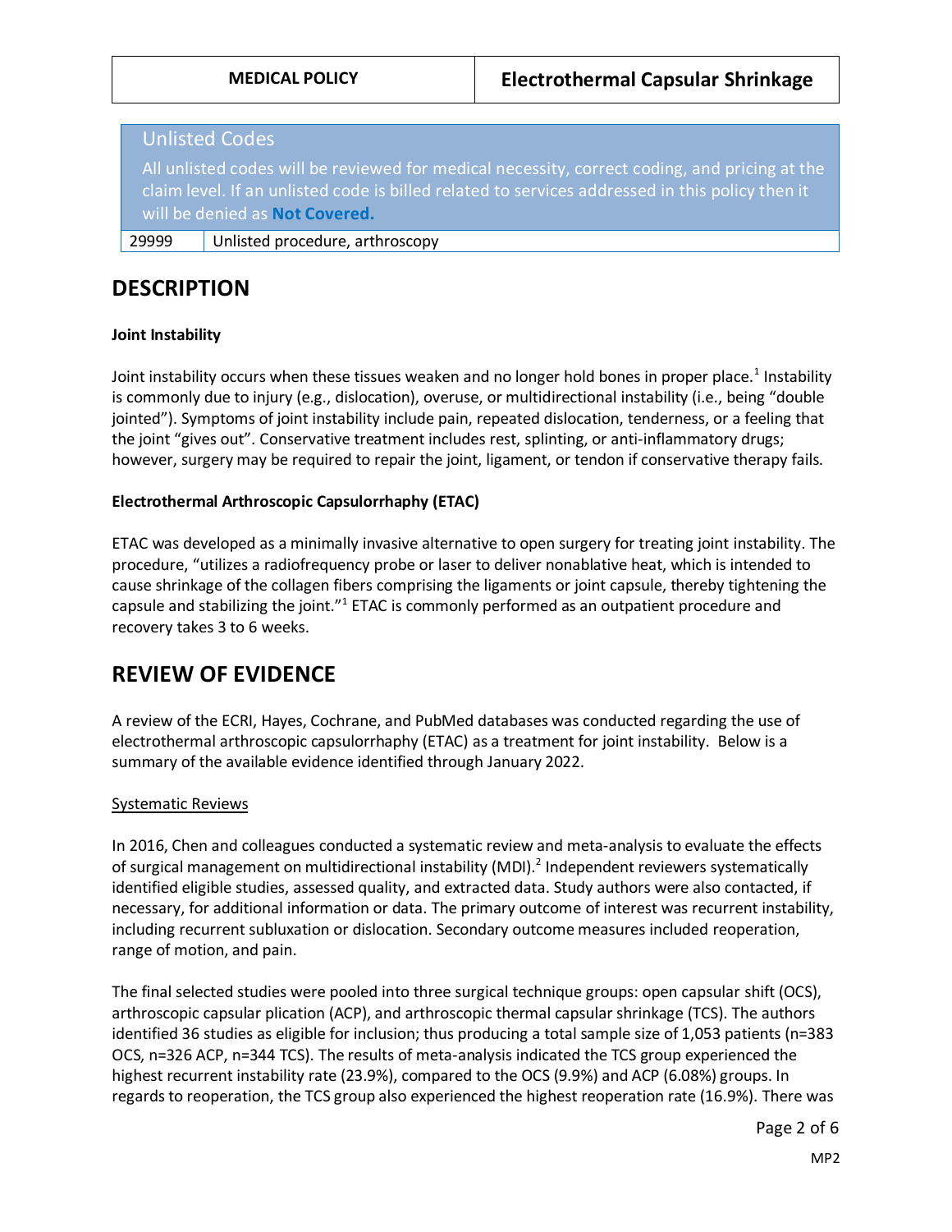| Unlisted Codes | |
|---|---|
| All unlisted codes will be reviewed for medical necessity, correct coding, and pricing at the claim level. If an unlisted code is billed related to services addressed in this policy then it will be denied as **Not Covered.** | |
| 29999 | Unlisted procedure, arthroscopy |

## DESCRIPTION

### Joint Instability

Joint instability occurs when these tissues weaken and no longer hold bones in proper place.[1] Instability is commonly due to injury (e.g., dislocation), overuse, or multidirectional instability (i.e., being "double jointed"). Symptoms of joint instability include pain, repeated dislocation, tenderness, or a feeling that the joint "gives out". Conservative treatment includes rest, splinting, or anti-inflammatory drugs; however, surgery may be required to repair the joint, ligament, or tendon if conservative therapy fails.

### Electrothermal Arthroscopic Capsulorrhaphy (ETAC)

ETAC was developed as a minimally invasive alternative to open surgery for treating joint instability. The procedure, "utilizes a radiofrequency probe or laser to deliver nonablative heat, which is intended to cause shrinkage of the collagen fibers comprising the ligaments or joint capsule, thereby tightening the capsule and stabilizing the joint."[1] ETAC is commonly performed as an outpatient procedure and recovery takes 3 to 6 weeks.

## REVIEW OF EVIDENCE

A review of the ECRI, Hayes, Cochrane, and PubMed databases was conducted regarding the use of electrothermal arthroscopic capsulorrhaphy (ETAC) as a treatment for joint instability. Below is a summary of the available evidence identified through January 2022.

<u>Systematic Reviews</u>

In 2016, Chen and colleagues conducted a systematic review and meta-analysis to evaluate the effects of surgical management on multidirectional instability (MDI).[2] Independent reviewers systematically identified eligible studies, assessed quality, and extracted data. Study authors were also contacted, if necessary, for additional information or data. The primary outcome of interest was recurrent instability, including recurrent subluxation or dislocation. Secondary outcome measures included reoperation, range of motion, and pain.

The final selected studies were pooled into three surgical technique groups: open capsular shift (OCS), arthroscopic capsular plication (ACP), and arthroscopic thermal capsular shrinkage (TCS). The authors identified 36 studies as eligible for inclusion; thus producing a total sample size of 1,053 patients (n=383 OCS, n=326 ACP, n=344 TCS). The results of meta-analysis indicated the TCS group experienced the highest recurrent instability rate (23.9%), compared to the OCS (9.9%) and ACP (6.08%) groups. In regards to reoperation, the TCS group also experienced the highest reoperation rate (16.9%). There was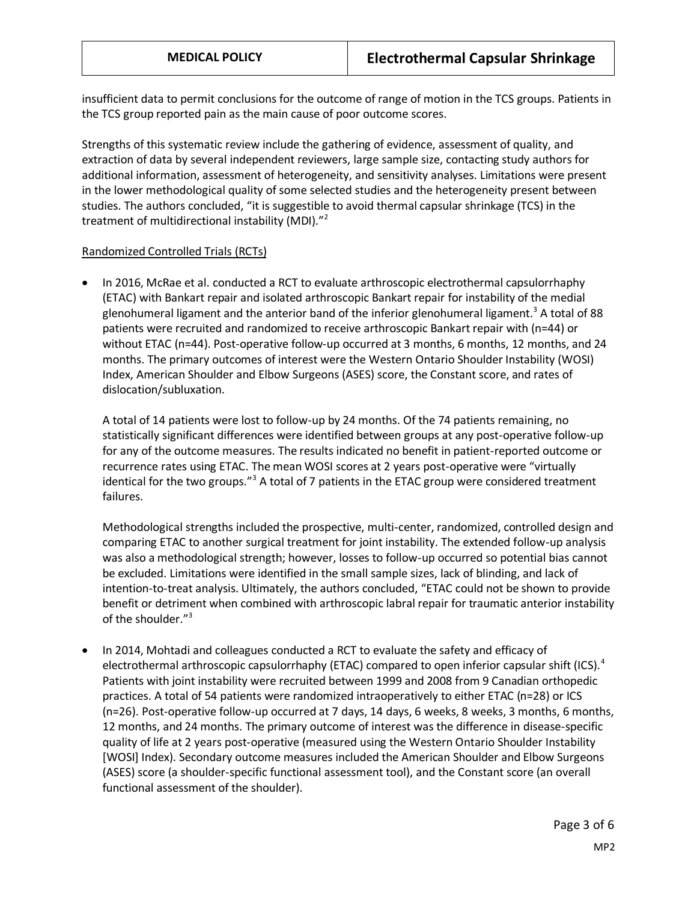insufficient data to permit conclusions for the outcome of range of motion in the TCS groups. Patients in the TCS group reported pain as the main cause of poor outcome scores.

Strengths of this systematic review include the gathering of evidence, assessment of quality, and extraction of data by several independent reviewers, large sample size, contacting study authors for additional information, assessment of heterogeneity, and sensitivity analyses. Limitations were present in the lower methodological quality of some selected studies and the heterogeneity present between studies. The authors concluded, "it is suggestible to avoid thermal capsular shrinkage (TCS) in the treatment of multidirectional instability (MDI)."[2]

Randomized Controlled Trials (RCTs)

- In 2016, McRae et al. conducted a RCT to evaluate arthroscopic electrothermal capsulorrhaphy (ETAC) with Bankart repair and isolated arthroscopic Bankart repair for instability of the medial glenohumeral ligament and the anterior band of the inferior glenohumeral ligament.[3] A total of 88 patients were recruited and randomized to receive arthroscopic Bankart repair with (n=44) or without ETAC (n=44). Post-operative follow-up occurred at 3 months, 6 months, 12 months, and 24 months. The primary outcomes of interest were the Western Ontario Shoulder Instability (WOSI) Index, American Shoulder and Elbow Surgeons (ASES) score, the Constant score, and rates of dislocation/subluxation.

  A total of 14 patients were lost to follow-up by 24 months. Of the 74 patients remaining, no statistically significant differences were identified between groups at any post-operative follow-up for any of the outcome measures. The results indicated no benefit in patient-reported outcome or recurrence rates using ETAC. The mean WOSI scores at 2 years post-operative were "virtually identical for the two groups."[3] A total of 7 patients in the ETAC group were considered treatment failures.

  Methodological strengths included the prospective, multi-center, randomized, controlled design and comparing ETAC to another surgical treatment for joint instability. The extended follow-up analysis was also a methodological strength; however, losses to follow-up occurred so potential bias cannot be excluded. Limitations were identified in the small sample sizes, lack of blinding, and lack of intention-to-treat analysis. Ultimately, the authors concluded, "ETAC could not be shown to provide benefit or detriment when combined with arthroscopic labral repair for traumatic anterior instability of the shoulder."[3]

- In 2014, Mohtadi and colleagues conducted a RCT to evaluate the safety and efficacy of electrothermal arthroscopic capsulorrhaphy (ETAC) compared to open inferior capsular shift (ICS).[4] Patients with joint instability were recruited between 1999 and 2008 from 9 Canadian orthopedic practices. A total of 54 patients were randomized intraoperatively to either ETAC (n=28) or ICS (n=26). Post-operative follow-up occurred at 7 days, 14 days, 6 weeks, 8 weeks, 3 months, 6 months, 12 months, and 24 months. The primary outcome of interest was the difference in disease-specific quality of life at 2 years post-operative (measured using the Western Ontario Shoulder Instability [WOSI] Index). Secondary outcome measures included the American Shoulder and Elbow Surgeons (ASES) score (a shoulder-specific functional assessment tool), and the Constant score (an overall functional assessment of the shoulder).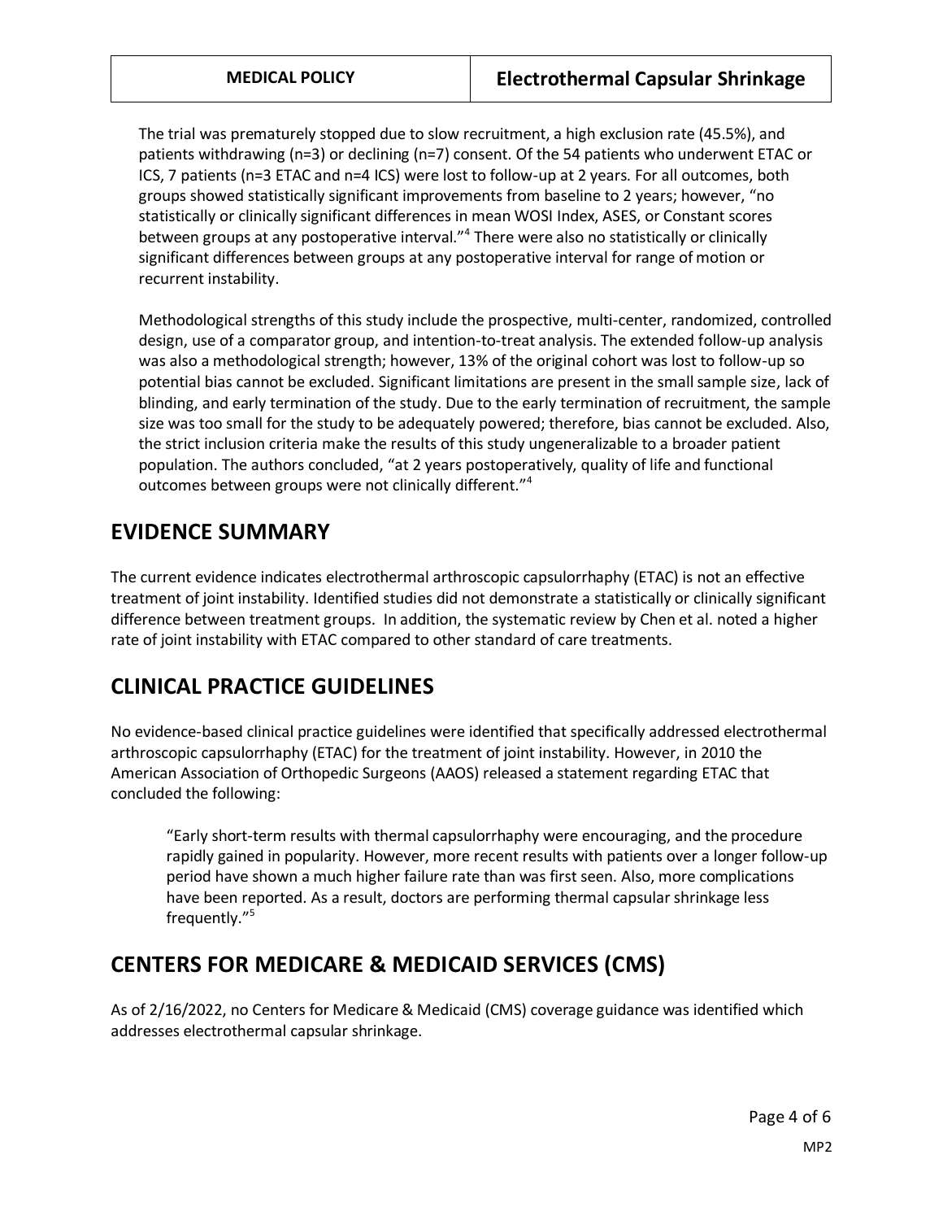The trial was prematurely stopped due to slow recruitment, a high exclusion rate (45.5%), and patients withdrawing (n=3) or declining (n=7) consent. Of the 54 patients who underwent ETAC or ICS, 7 patients (n=3 ETAC and n=4 ICS) were lost to follow-up at 2 years. For all outcomes, both groups showed statistically significant improvements from baseline to 2 years; however, "no statistically or clinically significant differences in mean WOSI Index, ASES, or Constant scores between groups at any postoperative interval."[4] There were also no statistically or clinically significant differences between groups at any postoperative interval for range of motion or recurrent instability.

Methodological strengths of this study include the prospective, multi-center, randomized, controlled design, use of a comparator group, and intention-to-treat analysis. The extended follow-up analysis was also a methodological strength; however, 13% of the original cohort was lost to follow-up so potential bias cannot be excluded. Significant limitations are present in the small sample size, lack of blinding, and early termination of the study. Due to the early termination of recruitment, the sample size was too small for the study to be adequately powered; therefore, bias cannot be excluded. Also, the strict inclusion criteria make the results of this study ungeneralizable to a broader patient population. The authors concluded, "at 2 years postoperatively, quality of life and functional outcomes between groups were not clinically different."[4]

## EVIDENCE SUMMARY

The current evidence indicates electrothermal arthroscopic capsulorrhaphy (ETAC) is not an effective treatment of joint instability. Identified studies did not demonstrate a statistically or clinically significant difference between treatment groups. In addition, the systematic review by Chen et al. noted a higher rate of joint instability with ETAC compared to other standard of care treatments.

## CLINICAL PRACTICE GUIDELINES

No evidence-based clinical practice guidelines were identified that specifically addressed electrothermal arthroscopic capsulorrhaphy (ETAC) for the treatment of joint instability. However, in 2010 the American Association of Orthopedic Surgeons (AAOS) released a statement regarding ETAC that concluded the following:

> "Early short-term results with thermal capsulorrhaphy were encouraging, and the procedure rapidly gained in popularity. However, more recent results with patients over a longer follow-up period have shown a much higher failure rate than was first seen. Also, more complications have been reported. As a result, doctors are performing thermal capsular shrinkage less frequently."[5]

## CENTERS FOR MEDICARE & MEDICAID SERVICES (CMS)

As of 2/16/2022, no Centers for Medicare & Medicaid (CMS) coverage guidance was identified which addresses electrothermal capsular shrinkage.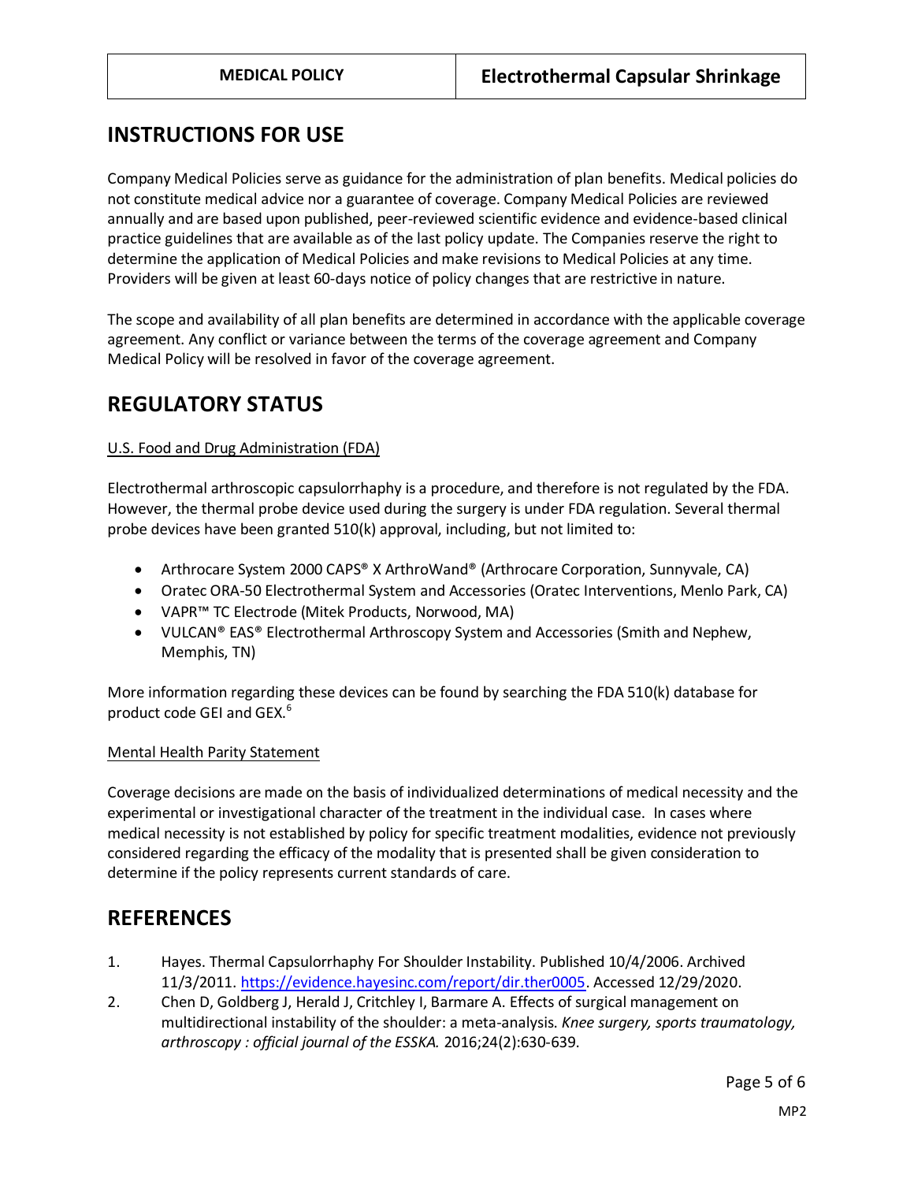## INSTRUCTIONS FOR USE

Company Medical Policies serve as guidance for the administration of plan benefits. Medical policies do not constitute medical advice nor a guarantee of coverage. Company Medical Policies are reviewed annually and are based upon published, peer-reviewed scientific evidence and evidence-based clinical practice guidelines that are available as of the last policy update. The Companies reserve the right to determine the application of Medical Policies and make revisions to Medical Policies at any time. Providers will be given at least 60-days notice of policy changes that are restrictive in nature.

The scope and availability of all plan benefits are determined in accordance with the applicable coverage agreement. Any conflict or variance between the terms of the coverage agreement and Company Medical Policy will be resolved in favor of the coverage agreement.

## REGULATORY STATUS

U.S. Food and Drug Administration (FDA)

Electrothermal arthroscopic capsulorrhaphy is a procedure, and therefore is not regulated by the FDA. However, the thermal probe device used during the surgery is under FDA regulation. Several thermal probe devices have been granted 510(k) approval, including, but not limited to:

- Arthrocare System 2000 CAPS® X ArthroWand® (Arthrocare Corporation, Sunnyvale, CA)
- Oratec ORA-50 Electrothermal System and Accessories (Oratec Interventions, Menlo Park, CA)
- VAPR™ TC Electrode (Mitek Products, Norwood, MA)
- VULCAN® EAS® Electrothermal Arthroscopy System and Accessories (Smith and Nephew, Memphis, TN)

More information regarding these devices can be found by searching the FDA 510(k) database for product code GEI and GEX.[6]

Mental Health Parity Statement

Coverage decisions are made on the basis of individualized determinations of medical necessity and the experimental or investigational character of the treatment in the individual case. In cases where medical necessity is not established by policy for specific treatment modalities, evidence not previously considered regarding the efficacy of the modality that is presented shall be given consideration to determine if the policy represents current standards of care.

## REFERENCES

1. Hayes. Thermal Capsulorrhaphy For Shoulder Instability. Published 10/4/2006. Archived 11/3/2011. https://evidence.hayesinc.com/report/dir.ther0005. Accessed 12/29/2020.
2. Chen D, Goldberg J, Herald J, Critchley I, Barmare A. Effects of surgical management on multidirectional instability of the shoulder: a meta-analysis. *Knee surgery, sports traumatology, arthroscopy : official journal of the ESSKA.* 2016;24(2):630-639.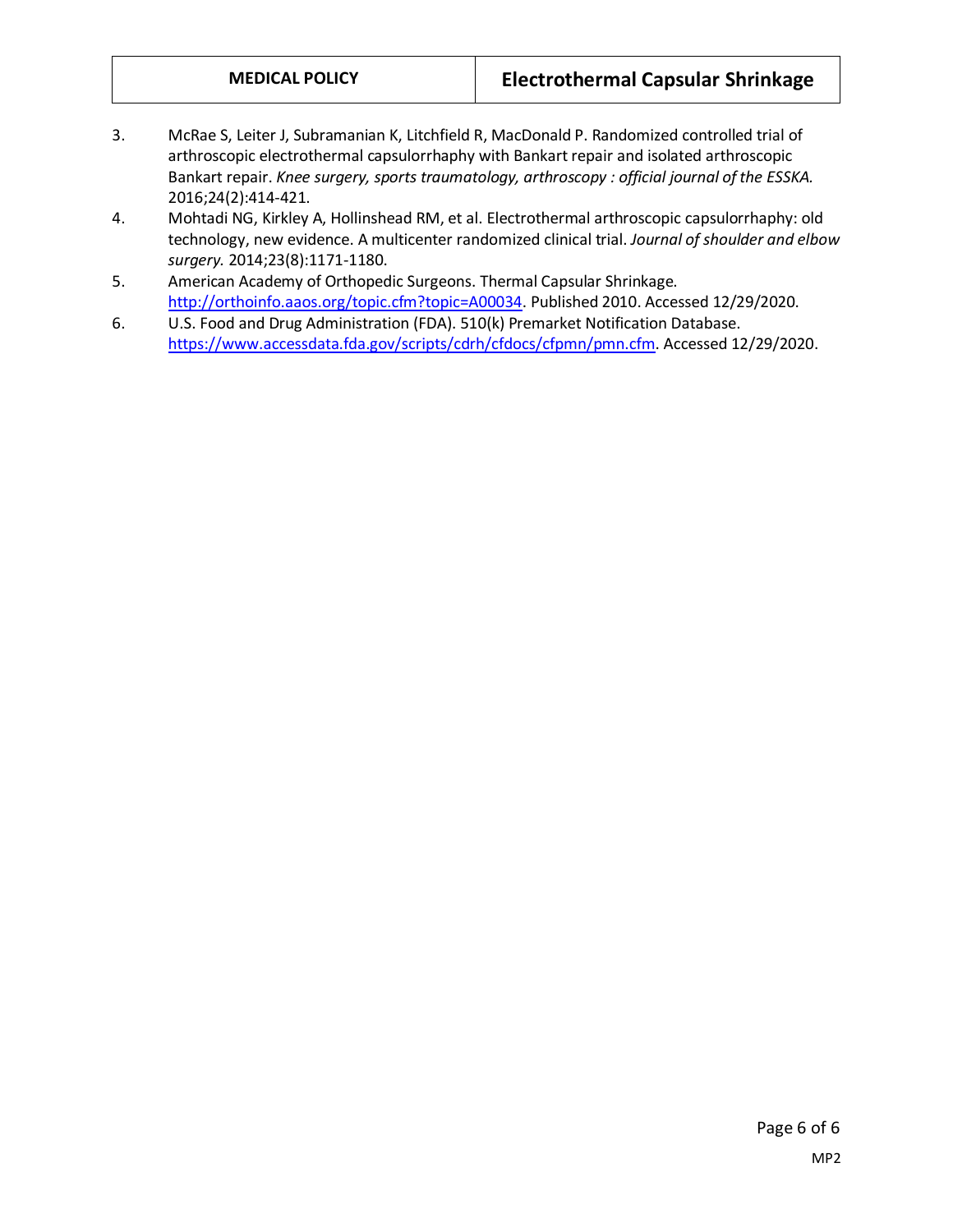3. McRae S, Leiter J, Subramanian K, Litchfield R, MacDonald P. Randomized controlled trial of arthroscopic electrothermal capsulorrhaphy with Bankart repair and isolated arthroscopic Bankart repair. *Knee surgery, sports traumatology, arthroscopy : official journal of the ESSKA.* 2016;24(2):414-421.
4. Mohtadi NG, Kirkley A, Hollinshead RM, et al. Electrothermal arthroscopic capsulorrhaphy: old technology, new evidence. A multicenter randomized clinical trial. *Journal of shoulder and elbow surgery.* 2014;23(8):1171-1180.
5. American Academy of Orthopedic Surgeons. Thermal Capsular Shrinkage. [http://orthoinfo.aaos.org/topic.cfm?topic=A00034](http://orthoinfo.aaos.org/topic.cfm?topic=A00034). Published 2010. Accessed 12/29/2020.
6. U.S. Food and Drug Administration (FDA). 510(k) Premarket Notification Database. [https://www.accessdata.fda.gov/scripts/cdrh/cfdocs/cfpmn/pmn.cfm](https://www.accessdata.fda.gov/scripts/cdrh/cfdocs/cfpmn/pmn.cfm). Accessed 12/29/2020.